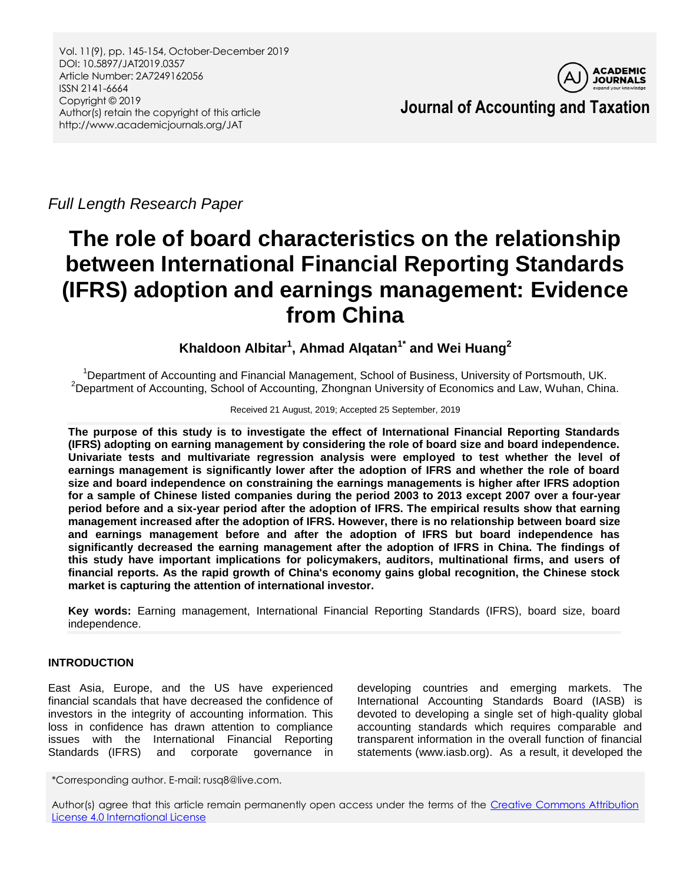*Full Length Research Paper*

# The role of board characteristics on the relationship between International Financial Reporting Standards (IFRS) adoption and earnings management: Evidence from China

**Khaldoon Albitar[1], Ahmad Alqatan[1*] and Wei Huang[2]**

[1]Department of Accounting and Financial Management, School of Business, University of Portsmouth, UK.
[2]Department of Accounting, School of Accounting, Zhongnan University of Economics and Law, Wuhan, China.

Received 21 August, 2019; Accepted 25 September, 2019

**The purpose of this study is to investigate the effect of International Financial Reporting Standards (IFRS) adopting on earning management by considering the role of board size and board independence. Univariate tests and multivariate regression analysis were employed to test whether the level of earnings management is significantly lower after the adoption of IFRS and whether the role of board size and board independence on constraining the earnings managements is higher after IFRS adoption for a sample of Chinese listed companies during the period 2003 to 2013 except 2007 over a four-year period before and a six-year period after the adoption of IFRS. The empirical results show that earning management increased after the adoption of IFRS. However, there is no relationship between board size and earnings management before and after the adoption of IFRS but board independence has significantly decreased the earning management after the adoption of IFRS in China. The findings of this study have important implications for policymakers, auditors, multinational firms, and users of financial reports. As the rapid growth of China's economy gains global recognition, the Chinese stock market is capturing the attention of international investor.**

**Key words:** Earning management, International Financial Reporting Standards (IFRS), board size, board independence.

## INTRODUCTION

East Asia, Europe, and the US have experienced financial scandals that have decreased the confidence of investors in the integrity of accounting information. This loss in confidence has drawn attention to compliance issues with the International Financial Reporting Standards (IFRS) and corporate governance in developing countries and emerging markets. The International Accounting Standards Board (IASB) is devoted to developing a single set of high-quality global accounting standards which requires comparable and transparent information in the overall function of financial statements (www.iasb.org). As a result, it developed the

*Corresponding author. E-mail: rusq8@live.com.

Author(s) agree that this article remain permanently open access under the terms of the Creative Commons Attribution License 4.0 International License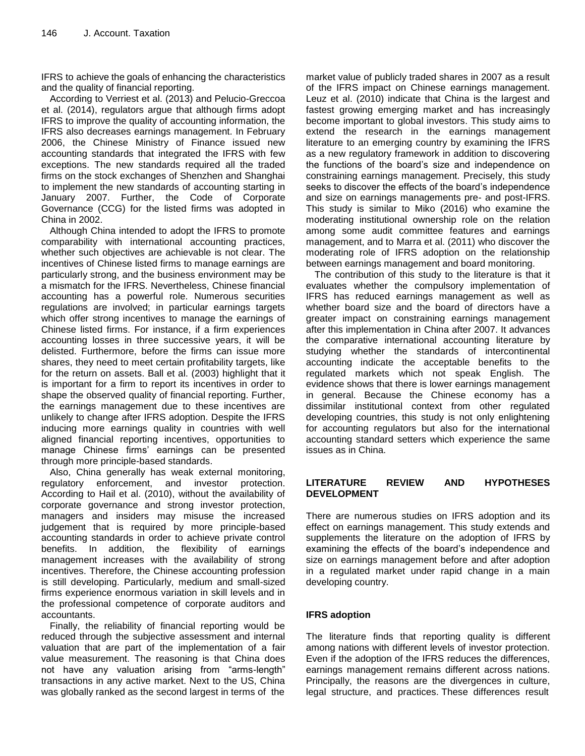IFRS to achieve the goals of enhancing the characteristics and the quality of financial reporting.

According to Verriest et al. (2013) and Pelucio-Greccoa et al. (2014), regulators argue that although firms adopt IFRS to improve the quality of accounting information, the IFRS also decreases earnings management. In February 2006, the Chinese Ministry of Finance issued new accounting standards that integrated the IFRS with few exceptions. The new standards required all the traded firms on the stock exchanges of Shenzhen and Shanghai to implement the new standards of accounting starting in January 2007. Further, the Code of Corporate Governance (CCG) for the listed firms was adopted in China in 2002.

Although China intended to adopt the IFRS to promote comparability with international accounting practices, whether such objectives are achievable is not clear. The incentives of Chinese listed firms to manage earnings are particularly strong, and the business environment may be a mismatch for the IFRS. Nevertheless, Chinese financial accounting has a powerful role. Numerous securities regulations are involved; in particular earnings targets which offer strong incentives to manage the earnings of Chinese listed firms. For instance, if a firm experiences accounting losses in three successive years, it will be delisted. Furthermore, before the firms can issue more shares, they need to meet certain profitability targets, like for the return on assets. Ball et al. (2003) highlight that it is important for a firm to report its incentives in order to shape the observed quality of financial reporting. Further, the earnings management due to these incentives are unlikely to change after IFRS adoption. Despite the IFRS inducing more earnings quality in countries with well aligned financial reporting incentives, opportunities to manage Chinese firms' earnings can be presented through more principle-based standards.

Also, China generally has weak external monitoring, regulatory enforcement, and investor protection. According to Hail et al. (2010), without the availability of corporate governance and strong investor protection, managers and insiders may misuse the increased judgement that is required by more principle-based accounting standards in order to achieve private control benefits. In addition, the flexibility of earnings management increases with the availability of strong incentives. Therefore, the Chinese accounting profession is still developing. Particularly, medium and small-sized firms experience enormous variation in skill levels and in the professional competence of corporate auditors and accountants.

Finally, the reliability of financial reporting would be reduced through the subjective assessment and internal valuation that are part of the implementation of a fair value measurement. The reasoning is that China does not have any valuation arising from "arms-length" transactions in any active market. Next to the US, China was globally ranked as the second largest in terms of the market value of publicly traded shares in 2007 as a result of the IFRS impact on Chinese earnings management. Leuz et al. (2010) indicate that China is the largest and fastest growing emerging market and has increasingly become important to global investors. This study aims to extend the research in the earnings management literature to an emerging country by examining the IFRS as a new regulatory framework in addition to discovering the functions of the board's size and independence on constraining earnings management. Precisely, this study seeks to discover the effects of the board's independence and size on earnings managements pre- and post-IFRS. This study is similar to Miko (2016) who examine the moderating institutional ownership role on the relation among some audit committee features and earnings management, and to Marra et al. (2011) who discover the moderating role of IFRS adoption on the relationship between earnings management and board monitoring.

The contribution of this study to the literature is that it evaluates whether the compulsory implementation of IFRS has reduced earnings management as well as whether board size and the board of directors have a greater impact on constraining earnings management after this implementation in China after 2007. It advances the comparative international accounting literature by studying whether the standards of intercontinental accounting indicate the acceptable benefits to the regulated markets which not speak English. The evidence shows that there is lower earnings management in general. Because the Chinese economy has a dissimilar institutional context from other regulated developing countries, this study is not only enlightening for accounting regulators but also for the international accounting standard setters which experience the same issues as in China.

## LITERATURE REVIEW AND HYPOTHESES DEVELOPMENT

There are numerous studies on IFRS adoption and its effect on earnings management. This study extends and supplements the literature on the adoption of IFRS by examining the effects of the board's independence and size on earnings management before and after adoption in a regulated market under rapid change in a main developing country.

### IFRS adoption

The literature finds that reporting quality is different among nations with different levels of investor protection. Even if the adoption of the IFRS reduces the differences, earnings management remains different across nations. Principally, the reasons are the divergences in culture, legal structure, and practices. These differences result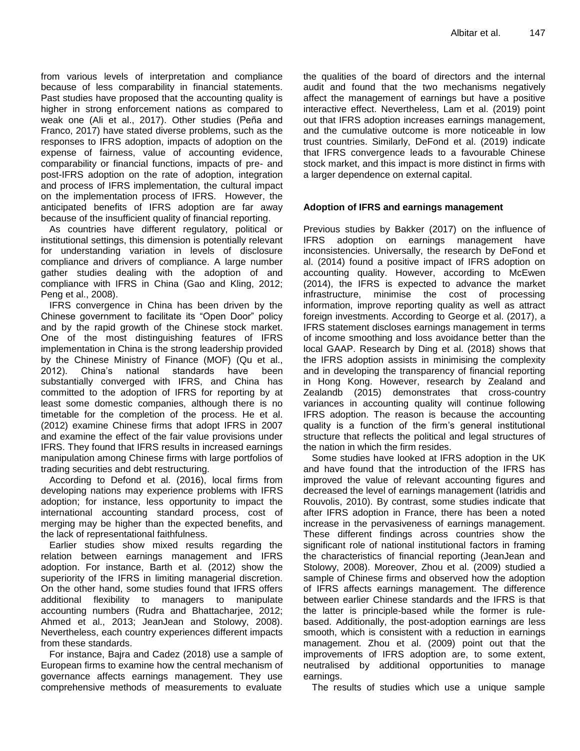from various levels of interpretation and compliance because of less comparability in financial statements. Past studies have proposed that the accounting quality is higher in strong enforcement nations as compared to weak one (Ali et al., 2017). Other studies (Peña and Franco, 2017) have stated diverse problems, such as the responses to IFRS adoption, impacts of adoption on the expense of fairness, value of accounting evidence, comparability or financial functions, impacts of pre- and post-IFRS adoption on the rate of adoption, integration and process of IFRS implementation, the cultural impact on the implementation process of IFRS. However, the anticipated benefits of IFRS adoption are far away because of the insufficient quality of financial reporting.

As countries have different regulatory, political or institutional settings, this dimension is potentially relevant for understanding variation in levels of disclosure compliance and drivers of compliance. A large number gather studies dealing with the adoption of and compliance with IFRS in China (Gao and Kling, 2012; Peng et al., 2008).

IFRS convergence in China has been driven by the Chinese government to facilitate its "Open Door" policy and by the rapid growth of the Chinese stock market. One of the most distinguishing features of IFRS implementation in China is the strong leadership provided by the Chinese Ministry of Finance (MOF) (Qu et al., 2012). China's national standards have been substantially converged with IFRS, and China has committed to the adoption of IFRS for reporting by at least some domestic companies, although there is no timetable for the completion of the process. He et al. (2012) examine Chinese firms that adopt IFRS in 2007 and examine the effect of the fair value provisions under IFRS. They found that IFRS results in increased earnings manipulation among Chinese firms with large portfolios of trading securities and debt restructuring.

According to Defond et al. (2016), local firms from developing nations may experience problems with IFRS adoption; for instance, less opportunity to impact the international accounting standard process, cost of merging may be higher than the expected benefits, and the lack of representational faithfulness.

Earlier studies show mixed results regarding the relation between earnings management and IFRS adoption. For instance, Barth et al. (2012) show the superiority of the IFRS in limiting managerial discretion. On the other hand, some studies found that IFRS offers additional flexibility to managers to manipulate accounting numbers (Rudra and Bhattacharjee, 2012; Ahmed et al., 2013; JeanJean and Stolowy, 2008). Nevertheless, each country experiences different impacts from these standards.

For instance, Bajra and Cadez (2018) use a sample of European firms to examine how the central mechanism of governance affects earnings management. They use comprehensive methods of measurements to evaluate the qualities of the board of directors and the internal audit and found that the two mechanisms negatively affect the management of earnings but have a positive interactive effect. Nevertheless, Lam et al. (2019) point out that IFRS adoption increases earnings management, and the cumulative outcome is more noticeable in low trust countries. Similarly, DeFond et al. (2019) indicate that IFRS convergence leads to a favourable Chinese stock market, and this impact is more distinct in firms with a larger dependence on external capital.

**Adoption of IFRS and earnings management**

Previous studies by Bakker (2017) on the influence of IFRS adoption on earnings management have inconsistencies. Universally, the research by DeFond et al. (2014) found a positive impact of IFRS adoption on accounting quality. However, according to McEwen (2014), the IFRS is expected to advance the market infrastructure, minimise the cost of processing information, improve reporting quality as well as attract foreign investments. According to George et al. (2017), a IFRS statement discloses earnings management in terms of income smoothing and loss avoidance better than the local GAAP. Research by Ding et al. (2018) shows that the IFRS adoption assists in minimising the complexity and in developing the transparency of financial reporting in Hong Kong. However, research by Zealand and Zealandb (2015) demonstrates that cross-country variances in accounting quality will continue following IFRS adoption. The reason is because the accounting quality is a function of the firm's general institutional structure that reflects the political and legal structures of the nation in which the firm resides.

Some studies have looked at IFRS adoption in the UK and have found that the introduction of the IFRS has improved the value of relevant accounting figures and decreased the level of earnings management (Iatridis and Rouvolis, 2010). By contrast, some studies indicate that after IFRS adoption in France, there has been a noted increase in the pervasiveness of earnings management. These different findings across countries show the significant role of national institutional factors in framing the characteristics of financial reporting (JeanJean and Stolowy, 2008). Moreover, Zhou et al. (2009) studied a sample of Chinese firms and observed how the adoption of IFRS affects earnings management. The difference between earlier Chinese standards and the IFRS is that the latter is principle-based while the former is rule-based. Additionally, the post-adoption earnings are less smooth, which is consistent with a reduction in earnings management. Zhou et al. (2009) point out that the improvements of IFRS adoption are, to some extent, neutralised by additional opportunities to manage earnings.

The results of studies which use a unique sample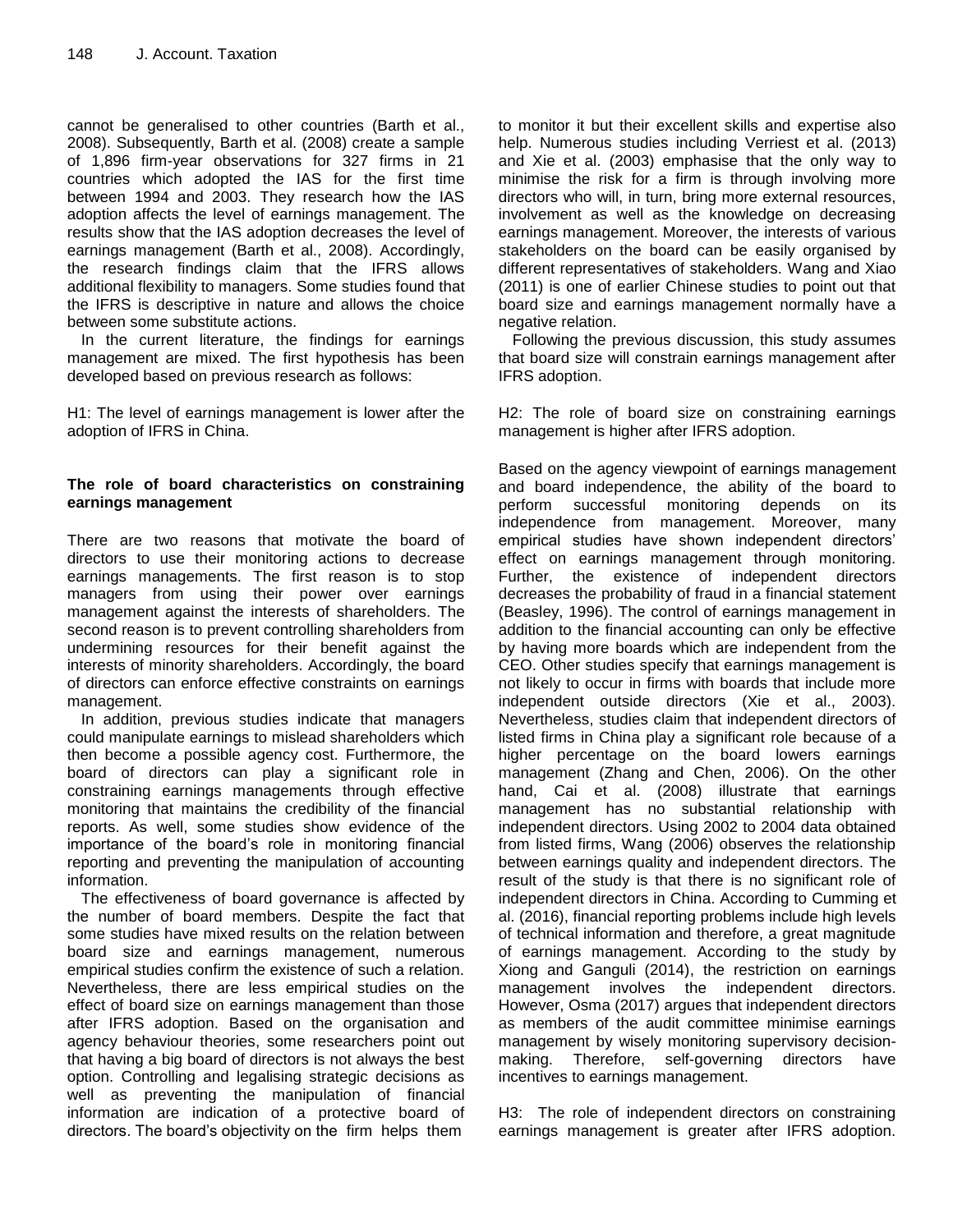cannot be generalised to other countries (Barth et al., 2008). Subsequently, Barth et al. (2008) create a sample of 1,896 firm-year observations for 327 firms in 21 countries which adopted the IAS for the first time between 1994 and 2003. They research how the IAS adoption affects the level of earnings management. The results show that the IAS adoption decreases the level of earnings management (Barth et al., 2008). Accordingly, the research findings claim that the IFRS allows additional flexibility to managers. Some studies found that the IFRS is descriptive in nature and allows the choice between some substitute actions.

In the current literature, the findings for earnings management are mixed. The first hypothesis has been developed based on previous research as follows:

H1: The level of earnings management is lower after the adoption of IFRS in China.

### The role of board characteristics on constraining earnings management

There are two reasons that motivate the board of directors to use their monitoring actions to decrease earnings managements. The first reason is to stop managers from using their power over earnings management against the interests of shareholders. The second reason is to prevent controlling shareholders from undermining resources for their benefit against the interests of minority shareholders. Accordingly, the board of directors can enforce effective constraints on earnings management.

In addition, previous studies indicate that managers could manipulate earnings to mislead shareholders which then become a possible agency cost. Furthermore, the board of directors can play a significant role in constraining earnings managements through effective monitoring that maintains the credibility of the financial reports. As well, some studies show evidence of the importance of the board's role in monitoring financial reporting and preventing the manipulation of accounting information.

The effectiveness of board governance is affected by the number of board members. Despite the fact that some studies have mixed results on the relation between board size and earnings management, numerous empirical studies confirm the existence of such a relation. Nevertheless, there are less empirical studies on the effect of board size on earnings management than those after IFRS adoption. Based on the organisation and agency behaviour theories, some researchers point out that having a big board of directors is not always the best option. Controlling and legalising strategic decisions as well as preventing the manipulation of financial information are indication of a protective board of directors. The board's objectivity on the firm helps them to monitor it but their excellent skills and expertise also help. Numerous studies including Verriest et al. (2013) and Xie et al. (2003) emphasise that the only way to minimise the risk for a firm is through involving more directors who will, in turn, bring more external resources, involvement as well as the knowledge on decreasing earnings management. Moreover, the interests of various stakeholders on the board can be easily organised by different representatives of stakeholders. Wang and Xiao (2011) is one of earlier Chinese studies to point out that board size and earnings management normally have a negative relation.

Following the previous discussion, this study assumes that board size will constrain earnings management after IFRS adoption.

H2: The role of board size on constraining earnings management is higher after IFRS adoption.

Based on the agency viewpoint of earnings management and board independence, the ability of the board to perform successful monitoring depends on its independence from management. Moreover, many empirical studies have shown independent directors' effect on earnings management through monitoring. Further, the existence of independent directors decreases the probability of fraud in a financial statement (Beasley, 1996). The control of earnings management in addition to the financial accounting can only be effective by having more boards which are independent from the CEO. Other studies specify that earnings management is not likely to occur in firms with boards that include more independent outside directors (Xie et al., 2003). Nevertheless, studies claim that independent directors of listed firms in China play a significant role because of a higher percentage on the board lowers earnings management (Zhang and Chen, 2006). On the other hand, Cai et al. (2008) illustrate that earnings management has no substantial relationship with independent directors. Using 2002 to 2004 data obtained from listed firms, Wang (2006) observes the relationship between earnings quality and independent directors. The result of the study is that there is no significant role of independent directors in China. According to Cumming et al. (2016), financial reporting problems include high levels of technical information and therefore, a great magnitude of earnings management. According to the study by Xiong and Ganguli (2014), the restriction on earnings management involves the independent directors. However, Osma (2017) argues that independent directors as members of the audit committee minimise earnings management by wisely monitoring supervisory decision-making. Therefore, self-governing directors have incentives to earnings management.

H3: The role of independent directors on constraining earnings management is greater after IFRS adoption.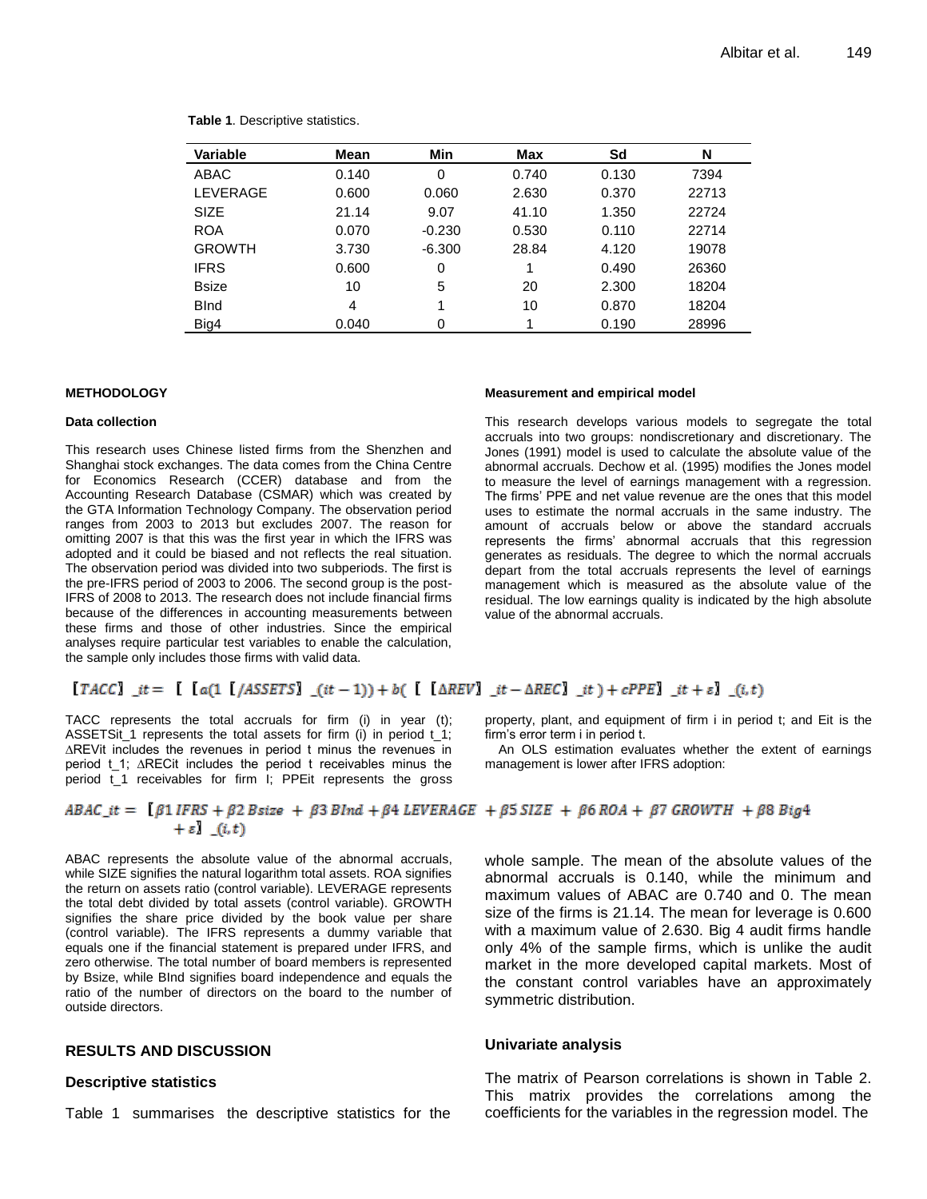**Table 1**. Descriptive statistics.

| Variable | Mean | Min | Max | Sd | N |
|---|---|---|---|---|---|
| ABAC | 0.140 | 0 | 0.740 | 0.130 | 7394 |
| LEVERAGE | 0.600 | 0.060 | 2.630 | 0.370 | 22713 |
| SIZE | 21.14 | 9.07 | 41.10 | 1.350 | 22724 |
| ROA | 0.070 | -0.230 | 0.530 | 0.110 | 22714 |
| GROWTH | 3.730 | -6.300 | 28.84 | 4.120 | 19078 |
| IFRS | 0.600 | 0 | 1 | 0.490 | 26360 |
| Bsize | 10 | 5 | 20 | 2.300 | 18204 |
| BInd | 4 | 1 | 10 | 0.870 | 18204 |
| Big4 | 0.040 | 0 | 1 | 0.190 | 28996 |

## METHODOLOGY

### Data collection

This research uses Chinese listed firms from the Shenzhen and Shanghai stock exchanges. The data comes from the China Centre for Economics Research (CCER) database and from the Accounting Research Database (CSMAR) which was created by the GTA Information Technology Company. The observation period ranges from 2003 to 2013 but excludes 2007. The reason for omitting 2007 is that this was the first year in which the IFRS was adopted and it could be biased and not reflects the real situation. The observation period was divided into two subperiods. The first is the pre-IFRS period of 2003 to 2006. The second group is the post-IFRS of 2008 to 2013. The research does not include financial firms because of the differences in accounting measurements between these firms and those of other industries. Since the empirical analyses require particular test variables to enable the calculation, the sample only includes those firms with valid data.

### Measurement and empirical model

This research develops various models to segregate the total accruals into two groups: nondiscretionary and discretionary. The Jones (1991) model is used to calculate the absolute value of the abnormal accruals. Dechow et al. (1995) modifies the Jones model to measure the level of earnings management with a regression. The firms' PPE and net value revenue are the ones that this model uses to estimate the normal accruals in the same industry. The amount of accruals below or above the standard accruals represents the firms' abnormal accruals that this regression generates as residuals. The degree to which the normal accruals depart from the total accruals represents the level of earnings management which is measured as the absolute value of the residual. The low earnings quality is indicated by the high absolute value of the abnormal accruals.

$$TACC_{it} = a\left(1/ASSETS_{i(t-1)}\right) + b\left(\Delta REV_{it} - \Delta REC_{it}\right) + cPPE_{it} + \varepsilon_{(i,t)}$$

TACC represents the total accruals for firm (i) in year (t); $ASSETS_{it\_1}$ represents the total assets for firm (i) in period t_1; $\Delta REV_{it}$ includes the revenues in period t minus the revenues in period t_1; $\Delta REC_{it}$ includes the period t receivables minus the period t_1 receivables for firm I; $PPE_{it}$ represents the gross property, plant, and equipment of firm i in period t; and Eit is the firm's error term i in period t.

An OLS estimation evaluates whether the extent of earnings management is lower after IFRS adoption:

$$ABAC_{it} = \beta 1\, IFRS + \beta 2\, Bsize + \beta 3\, BInd + \beta 4\, LEVERAGE + \beta 5\, SIZE + \beta 6\, ROA + \beta 7\, GROWTH + \beta 8\, Big4 + \varepsilon_{(i,t)}$$

ABAC represents the absolute value of the abnormal accruals, while SIZE signifies the natural logarithm total assets. ROA signifies the return on assets ratio (control variable). LEVERAGE represents the total debt divided by total assets (control variable). GROWTH signifies the share price divided by the book value per share (control variable). The IFRS represents a dummy variable that equals one if the financial statement is prepared under IFRS, and zero otherwise. The total number of board members is represented by Bsize, while BInd signifies board independence and equals the ratio of the number of directors on the board to the number of outside directors.

## RESULTS AND DISCUSSION

### Descriptive statistics

Table 1 summarises the descriptive statistics for the whole sample. The mean of the absolute values of the abnormal accruals is 0.140, while the minimum and maximum values of ABAC are 0.740 and 0. The mean size of the firms is 21.14. The mean for leverage is 0.600 with a maximum value of 2.630. Big 4 audit firms handle only 4% of the sample firms, which is unlike the audit market in the more developed capital markets. Most of the constant control variables have an approximately symmetric distribution.

### Univariate analysis

The matrix of Pearson correlations is shown in Table 2. This matrix provides the correlations among the coefficients for the variables in the regression model. The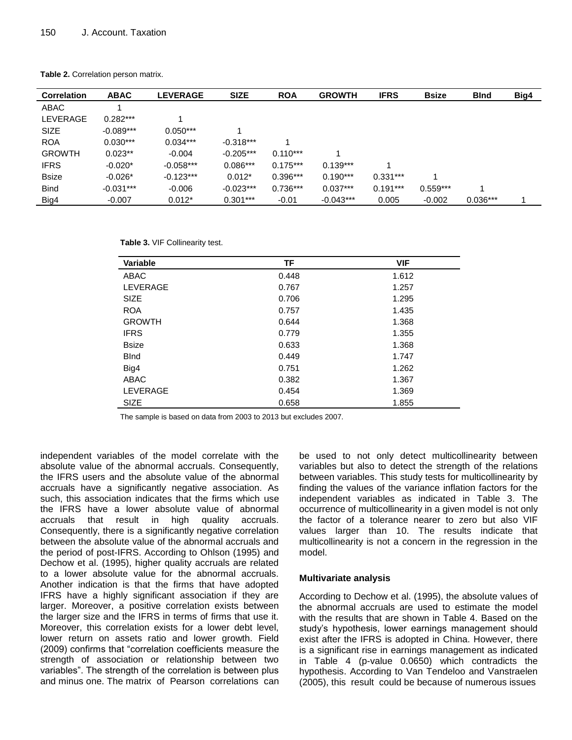**Table 2.** Correlation person matrix.

| Correlation | ABAC | LEVERAGE | SIZE | ROA | GROWTH | IFRS | Bsize | BInd | Big4 |
|---|---|---|---|---|---|---|---|---|---|
| ABAC | 1 | | | | | | | | |
| LEVERAGE | 0.282*** | 1 | | | | | | | |
| SIZE | -0.089*** | 0.050*** | 1 | | | | | | |
| ROA | 0.030*** | 0.034*** | -0.318*** | 1 | | | | | |
| GROWTH | 0.023** | -0.004 | -0.205*** | 0.110*** | 1 | | | | |
| IFRS | -0.020* | -0.058*** | 0.086*** | 0.175*** | 0.139*** | 1 | | | |
| Bsize | -0.026* | -0.123*** | 0.012* | 0.396*** | 0.190*** | 0.331*** | 1 | | |
| Bind | -0.031*** | -0.006 | -0.023*** | 0.736*** | 0.037*** | 0.191*** | 0.559*** | 1 | |
| Big4 | -0.007 | 0.012* | 0.301*** | -0.01 | -0.043*** | 0.005 | -0.002 | 0.036*** | 1 |

**Table 3.** VIF Collinearity test.

| Variable | TF | VIF |
|---|---|---|
| ABAC | 0.448 | 1.612 |
| LEVERAGE | 0.767 | 1.257 |
| SIZE | 0.706 | 1.295 |
| ROA | 0.757 | 1.435 |
| GROWTH | 0.644 | 1.368 |
| IFRS | 0.779 | 1.355 |
| Bsize | 0.633 | 1.368 |
| BInd | 0.449 | 1.747 |
| Big4 | 0.751 | 1.262 |
| ABAC | 0.382 | 1.367 |
| LEVERAGE | 0.454 | 1.369 |
| SIZE | 0.658 | 1.855 |

The sample is based on data from 2003 to 2013 but excludes 2007.

independent variables of the model correlate with the absolute value of the abnormal accruals. Consequently, the IFRS users and the absolute value of the abnormal accruals have a significantly negative association. As such, this association indicates that the firms which use the IFRS have a lower absolute value of abnormal accruals that result in high quality accruals. Consequently, there is a significantly negative correlation between the absolute value of the abnormal accruals and the period of post-IFRS. According to Ohlson (1995) and Dechow et al. (1995), higher quality accruals are related to a lower absolute value for the abnormal accruals. Another indication is that the firms that have adopted IFRS have a highly significant association if they are larger. Moreover, a positive correlation exists between the larger size and the IFRS in terms of firms that use it. Moreover, this correlation exists for a lower debt level, lower return on assets ratio and lower growth. Field (2009) confirms that "correlation coefficients measure the strength of association or relationship between two variables". The strength of the correlation is between plus and minus one. The matrix of Pearson correlations can be used to not only detect multicollinearity between variables but also to detect the strength of the relations between variables. This study tests for multicollinearity by finding the values of the variance inflation factors for the independent variables as indicated in Table 3. The occurrence of multicollinearity in a given model is not only the factor of a tolerance nearer to zero but also VIF values larger than 10. The results indicate that multicollinearity is not a concern in the regression in the model.

### Multivariate analysis

According to Dechow et al. (1995), the absolute values of the abnormal accruals are used to estimate the model with the results that are shown in Table 4. Based on the study's hypothesis, lower earnings management should exist after the IFRS is adopted in China. However, there is a significant rise in earnings management as indicated in Table 4 (p-value 0.0650) which contradicts the hypothesis. According to Van Tendeloo and Vanstraelen (2005), this result could be because of numerous issues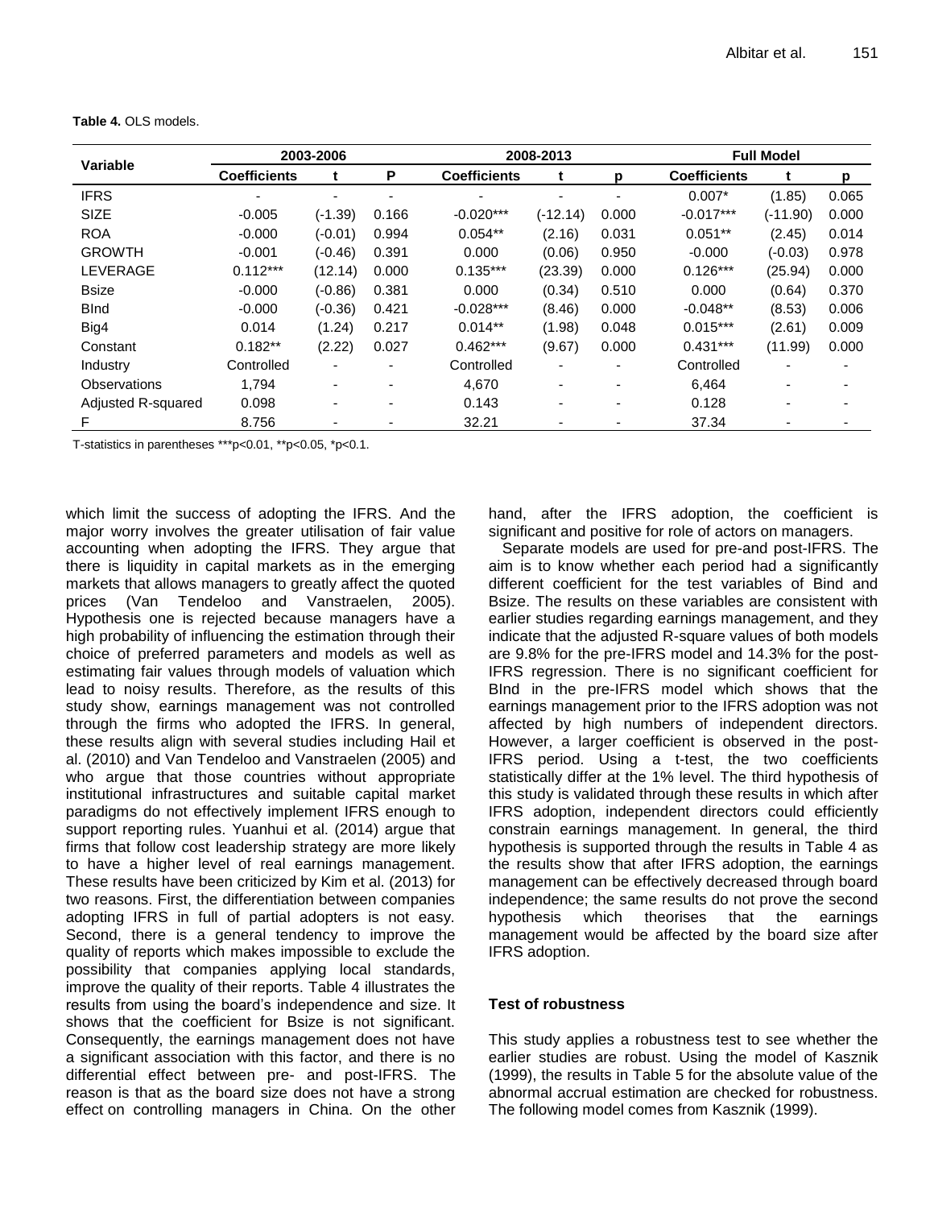**Table 4.** OLS models.

| Variable | 2003-2006 | | | 2008-2013 | | | Full Model | | |
|---|---|---|---|---|---|---|---|---|---|
| | Coefficients | t | P | Coefficients | t | p | Coefficients | t | p |
| IFRS | - | - | - | - | - | - | 0.007* | (1.85) | 0.065 |
| SIZE | -0.005 | (-1.39) | 0.166 | -0.020*** | (-12.14) | 0.000 | -0.017*** | (-11.90) | 0.000 |
| ROA | -0.000 | (-0.01) | 0.994 | 0.054** | (2.16) | 0.031 | 0.051** | (2.45) | 0.014 |
| GROWTH | -0.001 | (-0.46) | 0.391 | 0.000 | (0.06) | 0.950 | -0.000 | (-0.03) | 0.978 |
| LEVERAGE | 0.112*** | (12.14) | 0.000 | 0.135*** | (23.39) | 0.000 | 0.126*** | (25.94) | 0.000 |
| Bsize | -0.000 | (-0.86) | 0.381 | 0.000 | (0.34) | 0.510 | 0.000 | (0.64) | 0.370 |
| BInd | -0.000 | (-0.36) | 0.421 | -0.028*** | (8.46) | 0.000 | -0.048** | (8.53) | 0.006 |
| Big4 | 0.014 | (1.24) | 0.217 | 0.014** | (1.98) | 0.048 | 0.015*** | (2.61) | 0.009 |
| Constant | 0.182** | (2.22) | 0.027 | 0.462*** | (9.67) | 0.000 | 0.431*** | (11.99) | 0.000 |
| Industry | Controlled | - | - | Controlled | - | - | Controlled | - | - |
| Observations | 1,794 | - | - | 4,670 | - | - | 6,464 | - | - |
| Adjusted R-squared | 0.098 | - | - | 0.143 | - | - | 0.128 | - | - |
| F | 8.756 | - | - | 32.21 | - | - | 37.34 | - | - |

T-statistics in parentheses ***p<0.01, **p<0.05, *p<0.1.

which limit the success of adopting the IFRS. And the major worry involves the greater utilisation of fair value accounting when adopting the IFRS. They argue that there is liquidity in capital markets as in the emerging markets that allows managers to greatly affect the quoted prices (Van Tendeloo and Vanstraelen, 2005). Hypothesis one is rejected because managers have a high probability of influencing the estimation through their choice of preferred parameters and models as well as estimating fair values through models of valuation which lead to noisy results. Therefore, as the results of this study show, earnings management was not controlled through the firms who adopted the IFRS. In general, these results align with several studies including Hail et al. (2010) and Van Tendeloo and Vanstraelen (2005) and who argue that those countries without appropriate institutional infrastructures and suitable capital market paradigms do not effectively implement IFRS enough to support reporting rules. Yuanhui et al. (2014) argue that firms that follow cost leadership strategy are more likely to have a higher level of real earnings management. These results have been criticized by Kim et al. (2013) for two reasons. First, the differentiation between companies adopting IFRS in full of partial adopters is not easy. Second, there is a general tendency to improve the quality of reports which makes impossible to exclude the possibility that companies applying local standards, improve the quality of their reports. Table 4 illustrates the results from using the board's independence and size. It shows that the coefficient for Bsize is not significant. Consequently, the earnings management does not have a significant association with this factor, and there is no differential effect between pre- and post-IFRS. The reason is that as the board size does not have a strong effect on controlling managers in China. On the other hand, after the IFRS adoption, the coefficient is significant and positive for role of actors on managers.

Separate models are used for pre-and post-IFRS. The aim is to know whether each period had a significantly different coefficient for the test variables of Bind and Bsize. The results on these variables are consistent with earlier studies regarding earnings management, and they indicate that the adjusted R-square values of both models are 9.8% for the pre-IFRS model and 14.3% for the post-IFRS regression. There is no significant coefficient for BInd in the pre-IFRS model which shows that the earnings management prior to the IFRS adoption was not affected by high numbers of independent directors. However, a larger coefficient is observed in the post-IFRS period. Using a t-test, the two coefficients statistically differ at the 1% level. The third hypothesis of this study is validated through these results in which after IFRS adoption, independent directors could efficiently constrain earnings management. In general, the third hypothesis is supported through the results in Table 4 as the results show that after IFRS adoption, the earnings management can be effectively decreased through board independence; the same results do not prove the second hypothesis which theorises that the earnings management would be affected by the board size after IFRS adoption.

### Test of robustness

This study applies a robustness test to see whether the earlier studies are robust. Using the model of Kasznik (1999), the results in Table 5 for the absolute value of the abnormal accrual estimation are checked for robustness. The following model comes from Kasznik (1999).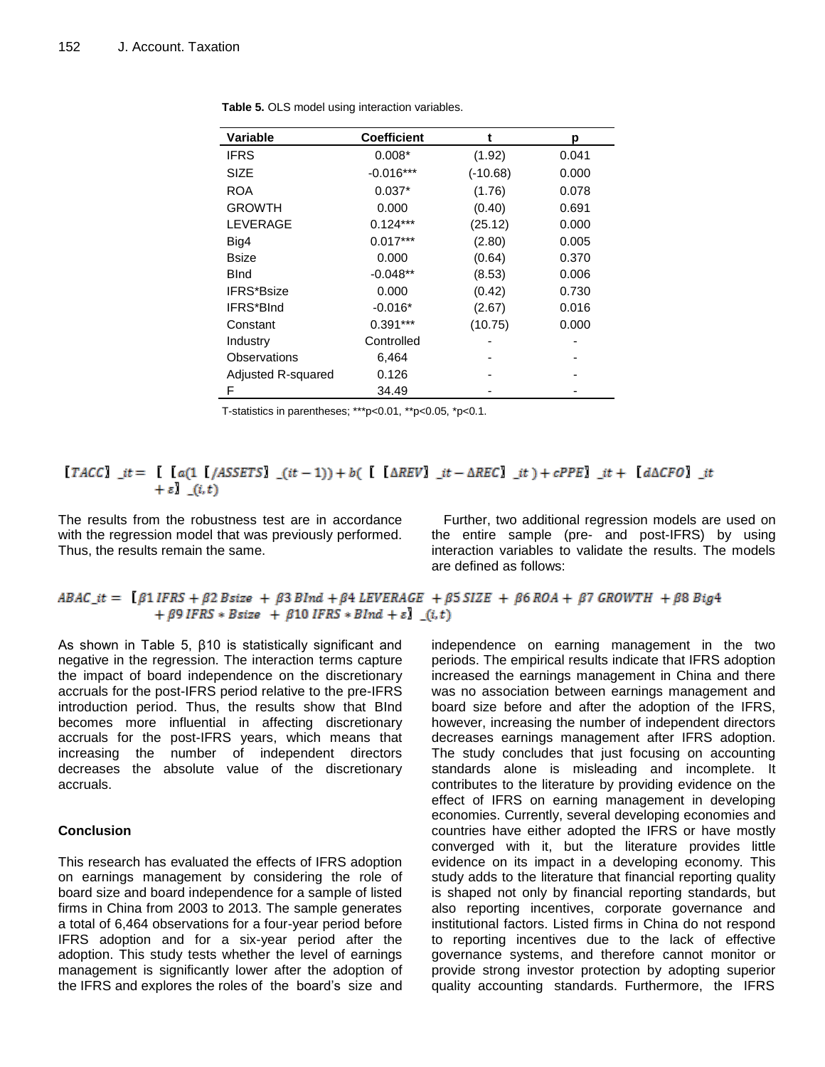**Table 5.** OLS model using interaction variables.

| Variable | Coefficient | t | p |
|---|---|---|---|
| IFRS | 0.008* | (1.92) | 0.041 |
| SIZE | -0.016*** | (-10.68) | 0.000 |
| ROA | 0.037* | (1.76) | 0.078 |
| GROWTH | 0.000 | (0.40) | 0.691 |
| LEVERAGE | 0.124*** | (25.12) | 0.000 |
| Big4 | 0.017*** | (2.80) | 0.005 |
| Bsize | 0.000 | (0.64) | 0.370 |
| BInd | -0.048** | (8.53) | 0.006 |
| IFRS*Bsize | 0.000 | (0.42) | 0.730 |
| IFRS*BInd | -0.016* | (2.67) | 0.016 |
| Constant | 0.391*** | (10.75) | 0.000 |
| Industry | Controlled | - | - |
| Observations | 6,464 | - | - |
| Adjusted R-squared | 0.126 | - | - |
| F | 34.49 | - | - |

T-statistics in parentheses; ***p<0.01, **p<0.05, *p<0.1.

$$[TACC]\ \_it = \ [\ [a(1\ [/ASSETS]\ \_(it-1)) + b(\ [\ [\Delta REV]\ \_it - \Delta REC]\ \_it\ ) + cPPE]\ \_it + \ [d\Delta CFO]\ \_it + \varepsilon]\ \_(i,t)$$

The results from the robustness test are in accordance with the regression model that was previously performed. Thus, the results remain the same.

Further, two additional regression models are used on the entire sample (pre- and post-IFRS) by using interaction variables to validate the results. The models are defined as follows:

$$ABAC\_it = \ [\beta 1\ IFRS + \beta 2\ Bsize\ + \ \beta 3\ BInd + \beta 4\ LEVERAGE\ + \beta 5\ SIZE\ + \ \beta 6\ ROA + \ \beta 7\ GROWTH\ + \beta 8\ Big4 + \beta 9\ IFRS * Bsize\ + \ \beta 10\ IFRS * BInd + \varepsilon]\ \_(i,t)$$

As shown in Table 5, β10 is statistically significant and negative in the regression. The interaction terms capture the impact of board independence on the discretionary accruals for the post-IFRS period relative to the pre-IFRS introduction period. Thus, the results show that BInd becomes more influential in affecting discretionary accruals for the post-IFRS years, which means that increasing the number of independent directors decreases the absolute value of the discretionary accruals.

## Conclusion

This research has evaluated the effects of IFRS adoption on earnings management by considering the role of board size and board independence for a sample of listed firms in China from 2003 to 2013. The sample generates a total of 6,464 observations for a four-year period before IFRS adoption and for a six-year period after the adoption. This study tests whether the level of earnings management is significantly lower after the adoption of the IFRS and explores the roles of the board's size and independence on earning management in the two periods. The empirical results indicate that IFRS adoption increased the earnings management in China and there was no association between earnings management and board size before and after the adoption of the IFRS, however, increasing the number of independent directors decreases earnings management after IFRS adoption. The study concludes that just focusing on accounting standards alone is misleading and incomplete. It contributes to the literature by providing evidence on the effect of IFRS on earning management in developing economies. Currently, several developing economies and countries have either adopted the IFRS or have mostly converged with it, but the literature provides little evidence on its impact in a developing economy. This study adds to the literature that financial reporting quality is shaped not only by financial reporting standards, but also reporting incentives, corporate governance and institutional factors. Listed firms in China do not respond to reporting incentives due to the lack of effective governance systems, and therefore cannot monitor or provide strong investor protection by adopting superior quality accounting standards. Furthermore, the IFRS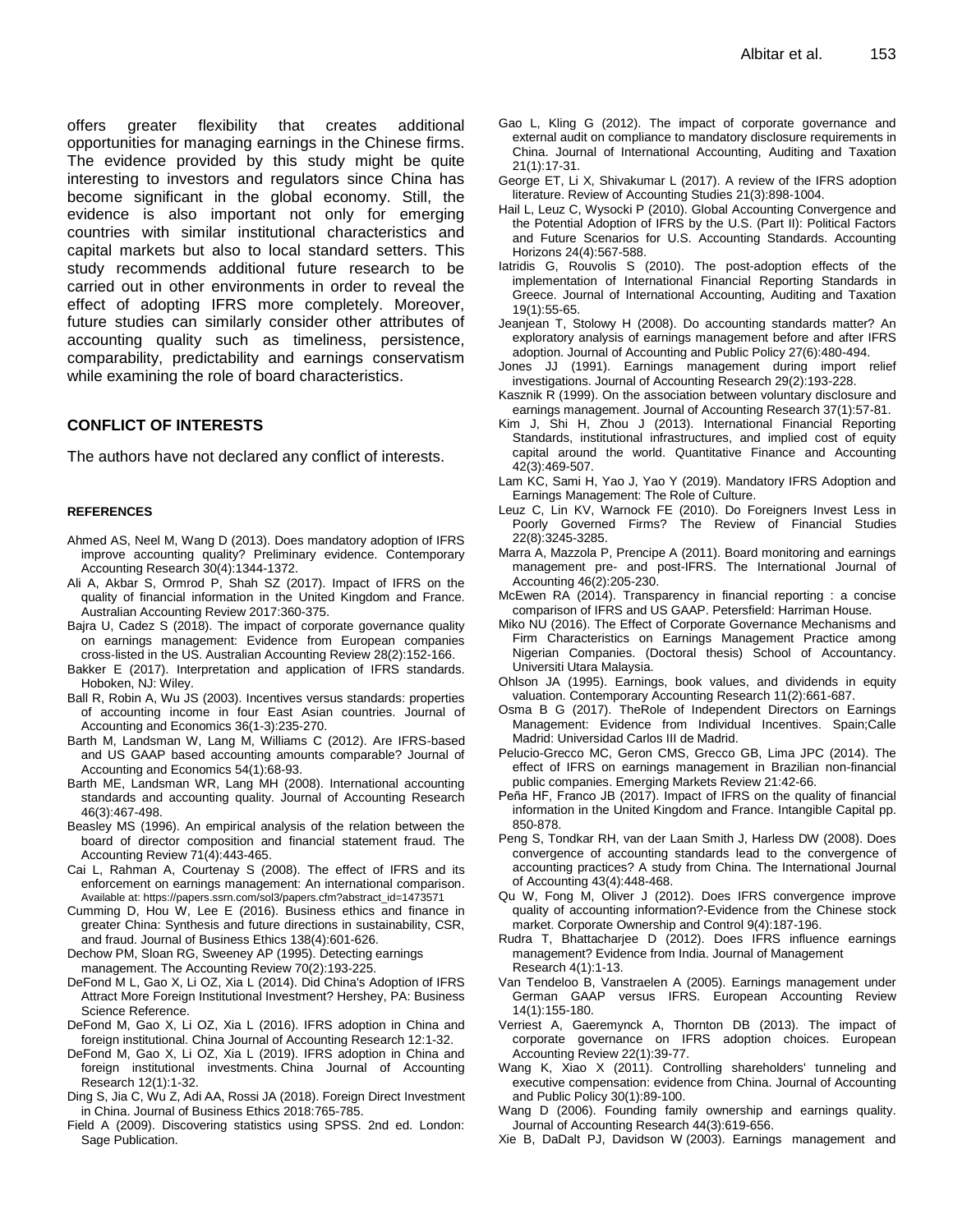offers greater flexibility that creates additional opportunities for managing earnings in the Chinese firms. The evidence provided by this study might be quite interesting to investors and regulators since China has become significant in the global economy. Still, the evidence is also important not only for emerging countries with similar institutional characteristics and capital markets but also to local standard setters. This study recommends additional future research to be carried out in other environments in order to reveal the effect of adopting IFRS more completely. Moreover, future studies can similarly consider other attributes of accounting quality such as timeliness, persistence, comparability, predictability and earnings conservatism while examining the role of board characteristics.

## CONFLICT OF INTERESTS

The authors have not declared any conflict of interests.

## REFERENCES

Ahmed AS, Neel M, Wang D (2013). Does mandatory adoption of IFRS improve accounting quality? Preliminary evidence. Contemporary Accounting Research 30(4):1344-1372.

Ali A, Akbar S, Ormrod P, Shah SZ (2017). Impact of IFRS on the quality of financial information in the United Kingdom and France. Australian Accounting Review 2017:360-375.

Bajra U, Cadez S (2018). The impact of corporate governance quality on earnings management: Evidence from European companies cross-listed in the US. Australian Accounting Review 28(2):152-166.

Bakker E (2017). Interpretation and application of IFRS standards. Hoboken, NJ: Wiley.

Ball R, Robin A, Wu JS (2003). Incentives versus standards: properties of accounting income in four East Asian countries. Journal of Accounting and Economics 36(1-3):235-270.

Barth M, Landsman W, Lang M, Williams C (2012). Are IFRS-based and US GAAP based accounting amounts comparable? Journal of Accounting and Economics 54(1):68-93.

Barth ME, Landsman WR, Lang MH (2008). International accounting standards and accounting quality. Journal of Accounting Research 46(3):467-498.

Beasley MS (1996). An empirical analysis of the relation between the board of director composition and financial statement fraud. The Accounting Review 71(4):443-465.

Cai L, Rahman A, Courtenay S (2008). The effect of IFRS and its enforcement on earnings management: An international comparison. Available at: https://papers.ssrn.com/sol3/papers.cfm?abstract_id=1473571

Cumming D, Hou W, Lee E (2016). Business ethics and finance in greater China: Synthesis and future directions in sustainability, CSR, and fraud. Journal of Business Ethics 138(4):601-626.

Dechow PM, Sloan RG, Sweeney AP (1995). Detecting earnings management. The Accounting Review 70(2):193-225.

DeFond M L, Gao X, Li OZ, Xia L (2014). Did China's Adoption of IFRS Attract More Foreign Institutional Investment? Hershey, PA: Business Science Reference.

DeFond M, Gao X, Li OZ, Xia L (2016). IFRS adoption in China and foreign institutional. China Journal of Accounting Research 12:1-32.

DeFond M, Gao X, Li OZ, Xia L (2019). IFRS adoption in China and foreign institutional investments. China Journal of Accounting Research 12(1):1-32.

Ding S, Jia C, Wu Z, Adi AA, Rossi JA (2018). Foreign Direct Investment in China. Journal of Business Ethics 2018:765-785.

Field A (2009). Discovering statistics using SPSS. 2nd ed. London: Sage Publication.

Gao L, Kling G (2012). The impact of corporate governance and external audit on compliance to mandatory disclosure requirements in China. Journal of International Accounting, Auditing and Taxation 21(1):17-31.

George ET, Li X, Shivakumar L (2017). A review of the IFRS adoption literature. Review of Accounting Studies 21(3):898-1004.

Hail L, Leuz C, Wysocki P (2010). Global Accounting Convergence and the Potential Adoption of IFRS by the U.S. (Part II): Political Factors and Future Scenarios for U.S. Accounting Standards. Accounting Horizons 24(4):567-588.

Iatridis G, Rouvolis S (2010). The post-adoption effects of the implementation of International Financial Reporting Standards in Greece. Journal of International Accounting, Auditing and Taxation 19(1):55-65.

Jeanjean T, Stolowy H (2008). Do accounting standards matter? An exploratory analysis of earnings management before and after IFRS adoption. Journal of Accounting and Public Policy 27(6):480-494.

Jones JJ (1991). Earnings management during import relief investigations. Journal of Accounting Research 29(2):193-228.

Kasznik R (1999). On the association between voluntary disclosure and earnings management. Journal of Accounting Research 37(1):57-81.

Kim J, Shi H, Zhou J (2013). International Financial Reporting Standards, institutional infrastructures, and implied cost of equity capital around the world. Quantitative Finance and Accounting 42(3):469-507.

Lam KC, Sami H, Yao J, Yao Y (2019). Mandatory IFRS Adoption and Earnings Management: The Role of Culture.

Leuz C, Lin KV, Warnock FE (2010). Do Foreigners Invest Less in Poorly Governed Firms? The Review of Financial Studies 22(8):3245-3285.

Marra A, Mazzola P, Prencipe A (2011). Board monitoring and earnings management pre- and post-IFRS. The International Journal of Accounting 46(2):205-230.

McEwen RA (2014). Transparency in financial reporting : a concise comparison of IFRS and US GAAP. Petersfield: Harriman House.

Miko NU (2016). The Effect of Corporate Governance Mechanisms and Firm Characteristics on Earnings Management Practice among Nigerian Companies. (Doctoral thesis) School of Accountancy. Universiti Utara Malaysia.

Ohlson JA (1995). Earnings, book values, and dividends in equity valuation. Contemporary Accounting Research 11(2):661-687.

Osma B G (2017). TheRole of Independent Directors on Earnings Management: Evidence from Individual Incentives. Spain;Calle Madrid: Universidad Carlos III de Madrid.

Pelucio-Grecco MC, Geron CMS, Grecco GB, Lima JPC (2014). The effect of IFRS on earnings management in Brazilian non-financial public companies. Emerging Markets Review 21:42-66.

Peña HF, Franco JB (2017). Impact of IFRS on the quality of financial information in the United Kingdom and France. Intangible Capital pp. 850-878.

Peng S, Tondkar RH, van der Laan Smith J, Harless DW (2008). Does convergence of accounting standards lead to the convergence of accounting practices? A study from China. The International Journal of Accounting 43(4):448-468.

Qu W, Fong M, Oliver J (2012). Does IFRS convergence improve quality of accounting information?-Evidence from the Chinese stock market. Corporate Ownership and Control 9(4):187-196.

Rudra T, Bhattacharjee D (2012). Does IFRS influence earnings management? Evidence from India. Journal of Management Research 4(1):1-13.

Van Tendeloo B, Vanstraelen A (2005). Earnings management under German GAAP versus IFRS. European Accounting Review 14(1):155-180.

Verriest A, Gaeremynck A, Thornton DB (2013). The impact of corporate governance on IFRS adoption choices. European Accounting Review 22(1):39-77.

Wang K, Xiao X (2011). Controlling shareholders' tunneling and executive compensation: evidence from China. Journal of Accounting and Public Policy 30(1):89-100.

Wang D (2006). Founding family ownership and earnings quality. Journal of Accounting Research 44(3):619-656.

Xie B, DaDalt PJ, Davidson W (2003). Earnings management and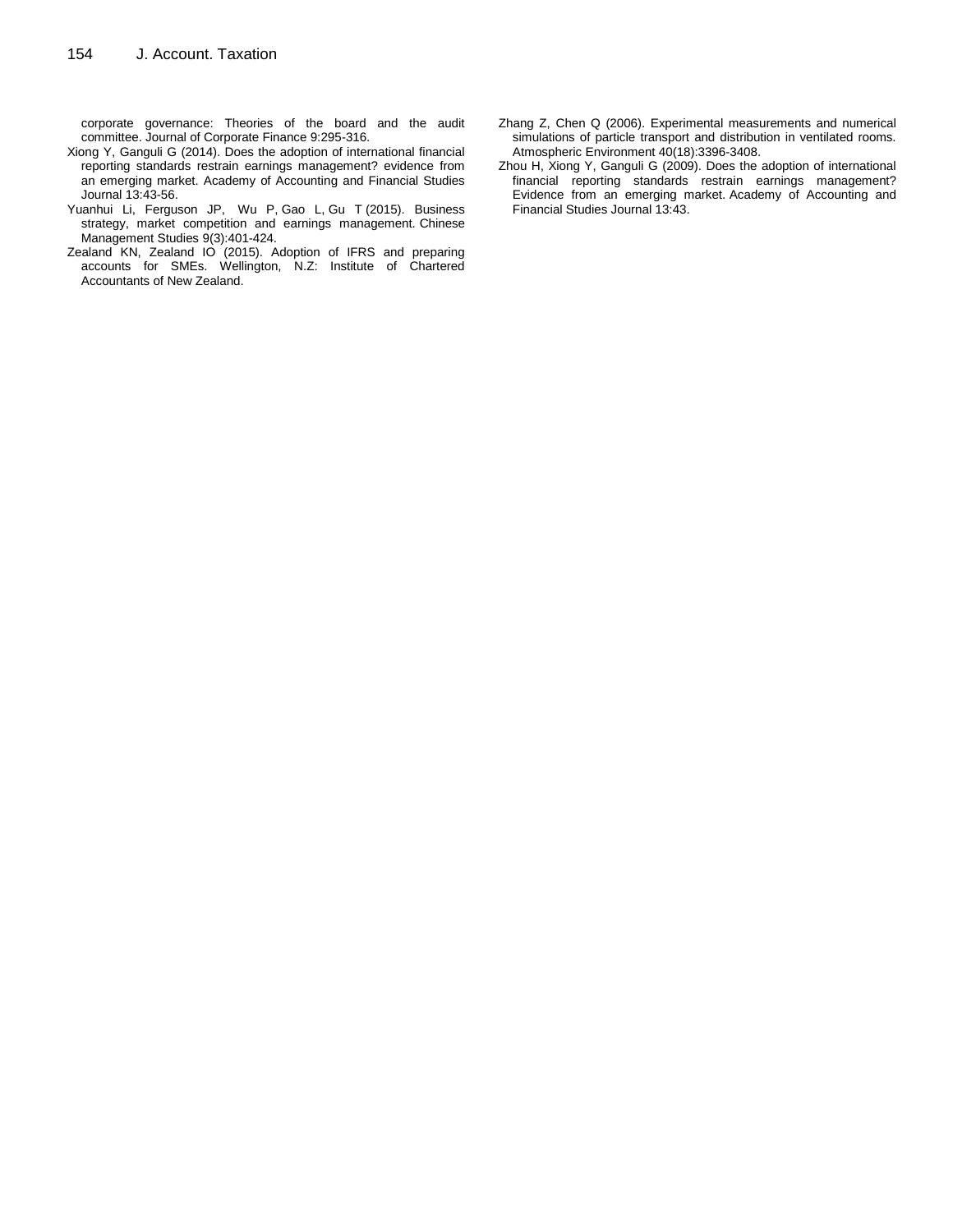corporate governance: Theories of the board and the audit committee. Journal of Corporate Finance 9:295-316.

Xiong Y, Ganguli G (2014). Does the adoption of international financial reporting standards restrain earnings management? evidence from an emerging market. Academy of Accounting and Financial Studies Journal 13:43-56.

Yuanhui Li, Ferguson JP, Wu P, Gao L, Gu T (2015). Business strategy, market competition and earnings management. Chinese Management Studies 9(3):401-424.

Zealand KN, Zealand IO (2015). Adoption of IFRS and preparing accounts for SMEs. Wellington, N.Z: Institute of Chartered Accountants of New Zealand.

Zhang Z, Chen Q (2006). Experimental measurements and numerical simulations of particle transport and distribution in ventilated rooms. Atmospheric Environment 40(18):3396-3408.

Zhou H, Xiong Y, Ganguli G (2009). Does the adoption of international financial reporting standards restrain earnings management? Evidence from an emerging market. Academy of Accounting and Financial Studies Journal 13:43.